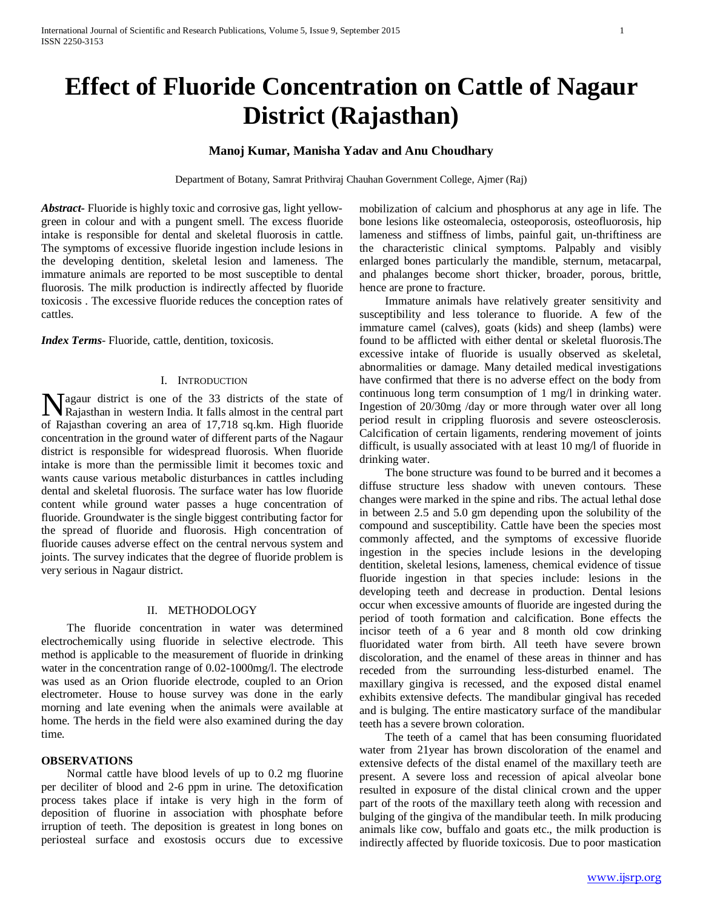# Effect of Fluoride Concentration on Cattle of Nagaur District (Rajasthan)

**Manoj Kumar, Manisha Yadav and Anu Choudhary**

Department of Botany, Samrat Prithviraj Chauhan Government College, Ajmer (Raj)

***Abstract***- Fluoride is highly toxic and corrosive gas, light yellow-green in colour and with a pungent smell. The excess fluoride intake is responsible for dental and skeletal fluorosis in cattle. The symptoms of excessive fluoride ingestion include lesions in the developing dentition, skeletal lesion and lameness. The immature animals are reported to be most susceptible to dental fluorosis. The milk production is indirectly affected by fluoride toxicosis . The excessive fluoride reduces the conception rates of cattles.

***Index Terms***- Fluoride, cattle, dentition, toxicosis.

## I. Introduction

Nagaur district is one of the 33 districts of the state of Rajasthan in western India. It falls almost in the central part of Rajasthan covering an area of 17,718 sq.km. High fluoride concentration in the ground water of different parts of the Nagaur district is responsible for widespread fluorosis. When fluoride intake is more than the permissible limit it becomes toxic and wants cause various metabolic disturbances in cattles including dental and skeletal fluorosis. The surface water has low fluoride content while ground water passes a huge concentration of fluoride. Groundwater is the single biggest contributing factor for the spread of fluoride and fluorosis. High concentration of fluoride causes adverse effect on the central nervous system and joints. The survey indicates that the degree of fluoride problem is very serious in Nagaur district.

## II. Methodology

The fluoride concentration in water was determined electrochemically using fluoride in selective electrode. This method is applicable to the measurement of fluoride in drinking water in the concentration range of 0.02-1000mg/l. The electrode was used as an Orion fluoride electrode, coupled to an Orion electrometer. House to house survey was done in the early morning and late evening when the animals were available at home. The herds in the field were also examined during the day time.

### OBSERVATIONS

Normal cattle have blood levels of up to 0.2 mg fluorine per deciliter of blood and 2-6 ppm in urine. The detoxification process takes place if intake is very high in the form of deposition of fluorine in association with phosphate before irruption of teeth. The deposition is greatest in long bones on periosteal surface and exostosis occurs due to excessive mobilization of calcium and phosphorus at any age in life. The bone lesions like osteomalecia, osteoporosis, osteofluorosis, hip lameness and stiffness of limbs, painful gait, un-thriftiness are the characteristic clinical symptoms. Palpably and visibly enlarged bones particularly the mandible, sternum, metacarpal, and phalanges become short thicker, broader, porous, brittle, hence are prone to fracture.

Immature animals have relatively greater sensitivity and susceptibility and less tolerance to fluoride. A few of the immature camel (calves), goats (kids) and sheep (lambs) were found to be afflicted with either dental or skeletal fluorosis.The excessive intake of fluoride is usually observed as skeletal, abnormalities or damage. Many detailed medical investigations have confirmed that there is no adverse effect on the body from continuous long term consumption of 1 mg/l in drinking water. Ingestion of 20/30mg /day or more through water over all long period result in crippling fluorosis and severe osteosclerosis. Calcification of certain ligaments, rendering movement of joints difficult, is usually associated with at least 10 mg/l of fluoride in drinking water.

The bone structure was found to be burred and it becomes a diffuse structure less shadow with uneven contours. These changes were marked in the spine and ribs. The actual lethal dose in between 2.5 and 5.0 gm depending upon the solubility of the compound and susceptibility. Cattle have been the species most commonly affected, and the symptoms of excessive fluoride ingestion in the species include lesions in the developing dentition, skeletal lesions, lameness, chemical evidence of tissue fluoride ingestion in that species include: lesions in the developing teeth and decrease in production. Dental lesions occur when excessive amounts of fluoride are ingested during the period of tooth formation and calcification. Bone effects the incisor teeth of a 6 year and 8 month old cow drinking fluoridated water from birth. All teeth have severe brown discoloration, and the enamel of these areas in thinner and has receded from the surrounding less-disturbed enamel. The maxillary gingiva is recessed, and the exposed distal enamel exhibits extensive defects. The mandibular gingival has receded and is bulging. The entire masticatory surface of the mandibular teeth has a severe brown coloration.

The teeth of a camel that has been consuming fluoridated water from 21year has brown discoloration of the enamel and extensive defects of the distal enamel of the maxillary teeth are present. A severe loss and recession of apical alveolar bone resulted in exposure of the distal clinical crown and the upper part of the roots of the maxillary teeth along with recession and bulging of the gingiva of the mandibular teeth. In milk producing animals like cow, buffalo and goats etc., the milk production is indirectly affected by fluoride toxicosis. Due to poor mastication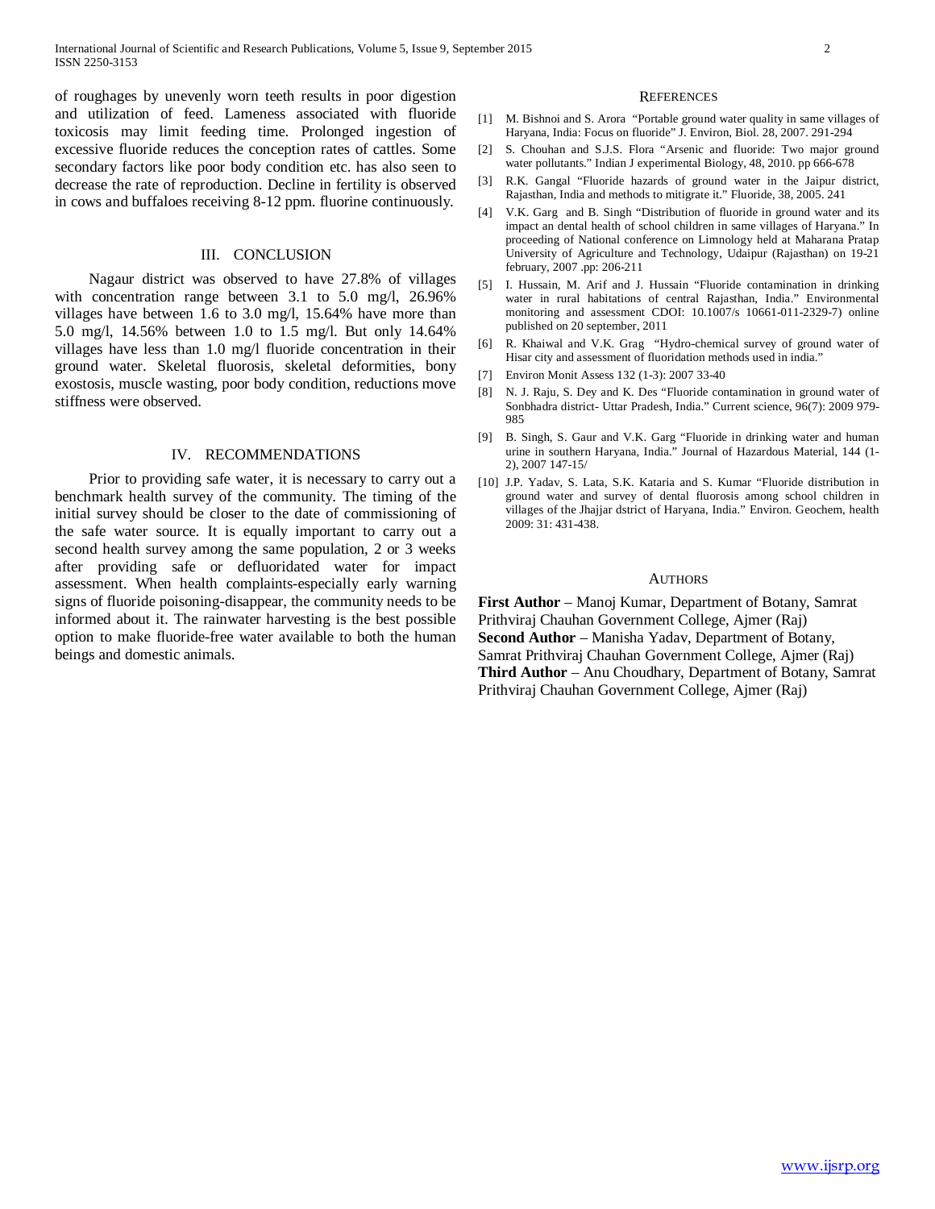of roughages by unevenly worn teeth results in poor digestion and utilization of feed. Lameness associated with fluoride toxicosis may limit feeding time. Prolonged ingestion of excessive fluoride reduces the conception rates of cattles. Some secondary factors like poor body condition etc. has also seen to decrease the rate of reproduction. Decline in fertility is observed in cows and buffaloes receiving 8-12 ppm. fluorine continuously.

## III. CONCLUSION

Nagaur district was observed to have 27.8% of villages with concentration range between 3.1 to 5.0 mg/l, 26.96% villages have between 1.6 to 3.0 mg/l, 15.64% have more than 5.0 mg/l, 14.56% between 1.0 to 1.5 mg/l. But only 14.64% villages have less than 1.0 mg/l fluoride concentration in their ground water. Skeletal fluorosis, skeletal deformities, bony exostosis, muscle wasting, poor body condition, reductions move stiffness were observed.

## IV. RECOMMENDATIONS

Prior to providing safe water, it is necessary to carry out a benchmark health survey of the community. The timing of the initial survey should be closer to the date of commissioning of the safe water source. It is equally important to carry out a second health survey among the same population, 2 or 3 weeks after providing safe or defluoridated water for impact assessment. When health complaints-especially early warning signs of fluoride poisoning-disappear, the community needs to be informed about it. The rainwater harvesting is the best possible option to make fluoride-free water available to both the human beings and domestic animals.

## REFERENCES

[1] M. Bishnoi and S. Arora "Portable ground water quality in same villages of Haryana, India: Focus on fluoride" J. Environ, Biol. 28, 2007. 291-294

[2] S. Chouhan and S.J.S. Flora "Arsenic and fluoride: Two major ground water pollutants." Indian J experimental Biology, 48, 2010. pp 666-678

[3] R.K. Gangal "Fluoride hazards of ground water in the Jaipur district, Rajasthan, India and methods to mitigrate it." Fluoride, 38, 2005. 241

[4] V.K. Garg and B. Singh "Distribution of fluoride in ground water and its impact an dental health of school children in same villages of Haryana." In proceeding of National conference on Limnology held at Maharana Pratap University of Agriculture and Technology, Udaipur (Rajasthan) on 19-21 february, 2007 .pp: 206-211

[5] I. Hussain, M. Arif and J. Hussain "Fluoride contamination in drinking water in rural habitations of central Rajasthan, India." Environmental monitoring and assessment CDOI: 10.1007/s 10661-011-2329-7) online published on 20 september, 2011

[6] R. Khaiwal and V.K. Grag "Hydro-chemical survey of ground water of Hisar city and assessment of fluoridation methods used in india."

[7] Environ Monit Assess 132 (1-3): 2007 33-40

[8] N. J. Raju, S. Dey and K. Des "Fluoride contamination in ground water of Sonbhadra district- Uttar Pradesh, India." Current science, 96(7): 2009 979-985

[9] B. Singh, S. Gaur and V.K. Garg "Fluoride in drinking water and human urine in southern Haryana, India." Journal of Hazardous Material, 144 (1-2), 2007 147-15/

[10] J.P. Yadav, S. Lata, S.K. Kataria and S. Kumar "Fluoride distribution in ground water and survey of dental fluorosis among school children in villages of the Jhajjar dstrict of Haryana, India." Environ. Geochem, health 2009: 31: 431-438.

## AUTHORS

**First Author** – Manoj Kumar, Department of Botany, Samrat Prithviraj Chauhan Government College, Ajmer (Raj)
**Second Author** – Manisha Yadav, Department of Botany, Samrat Prithviraj Chauhan Government College, Ajmer (Raj)
**Third Author** – Anu Choudhary, Department of Botany, Samrat Prithviraj Chauhan Government College, Ajmer (Raj)